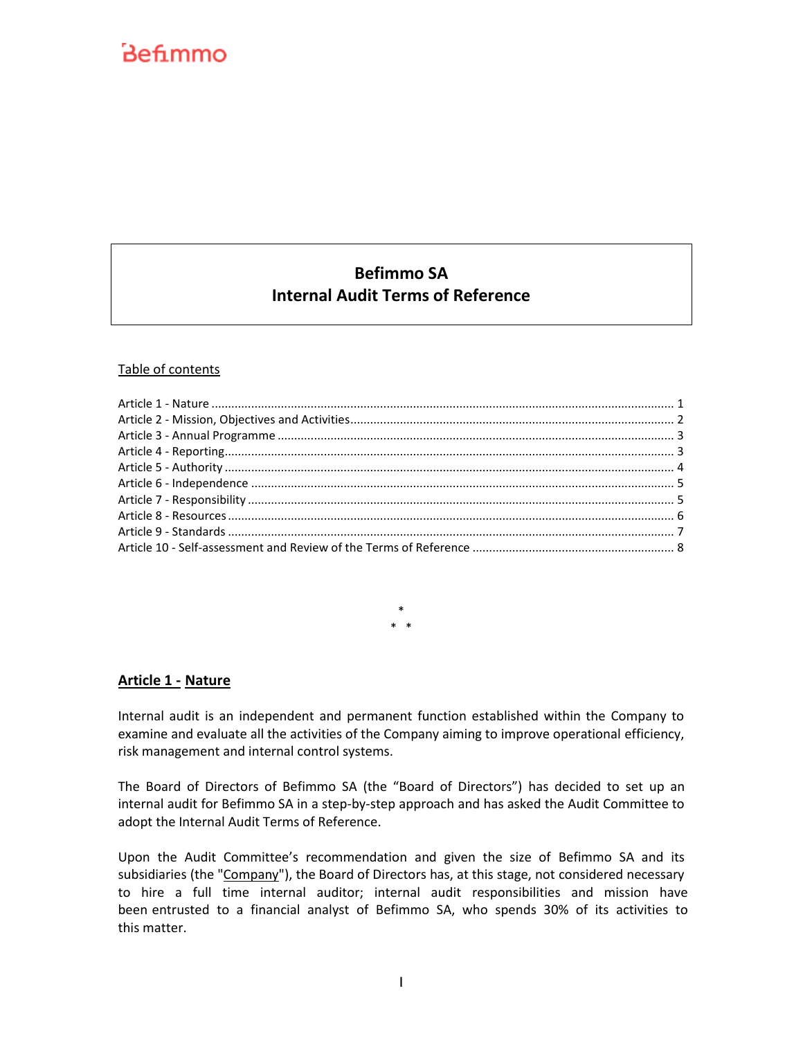Befimmo

# Befimmo SA
# Internal Audit Terms of Reference

Table of contents

- Article 1 - Nature ..... 1
- Article 2 - Mission, Objectives and Activities ..... 2
- Article 3 - Annual Programme ..... 3
- Article 4 - Reporting ..... 3
- Article 5 - Authority ..... 4
- Article 6 - Independence ..... 5
- Article 7 - Responsibility ..... 5
- Article 8 - Resources ..... 6
- Article 9 - Standards ..... 7
- Article 10 - Self-assessment and Review of the Terms of Reference ..... 8

\*
\* \*

## Article 1 - Nature

Internal audit is an independent and permanent function established within the Company to examine and evaluate all the activities of the Company aiming to improve operational efficiency, risk management and internal control systems.

The Board of Directors of Befimmo SA (the “Board of Directors”) has decided to set up an internal audit for Befimmo SA in a step-by-step approach and has asked the Audit Committee to adopt the Internal Audit Terms of Reference.

Upon the Audit Committee’s recommendation and given the size of Befimmo SA and its subsidiaries (the "Company"), the Board of Directors has, at this stage, not considered necessary to hire a full time internal auditor; internal audit responsibilities and mission have been entrusted to a financial analyst of Befimmo SA, who spends 30% of its activities to this matter.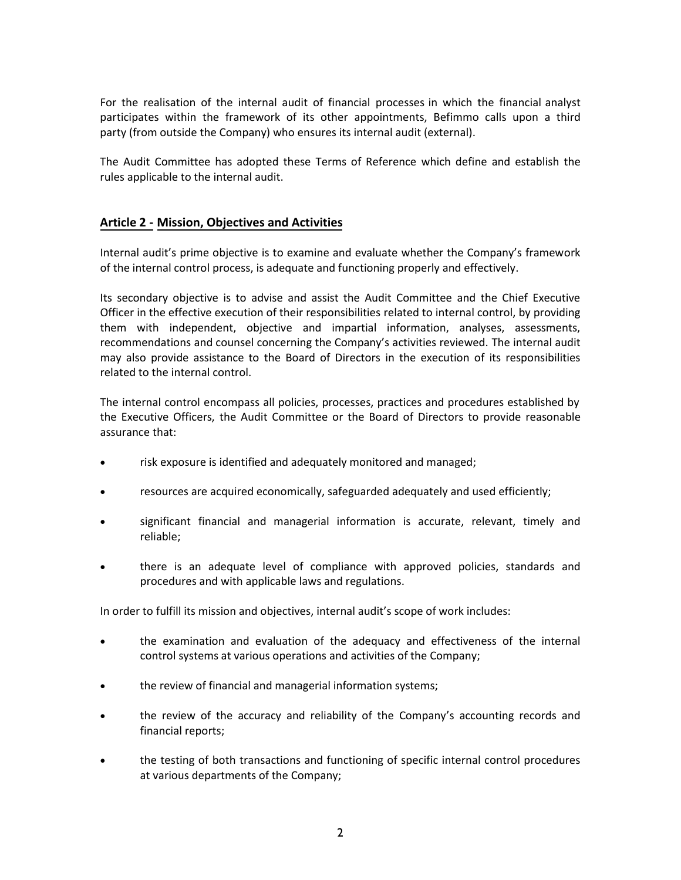For the realisation of the internal audit of financial processes in which the financial analyst participates within the framework of its other appointments, Befimmo calls upon a third party (from outside the Company) who ensures its internal audit (external).

The Audit Committee has adopted these Terms of Reference which define and establish the rules applicable to the internal audit.

## **Article 2 - Mission, Objectives and Activities**

Internal audit's prime objective is to examine and evaluate whether the Company's framework of the internal control process, is adequate and functioning properly and effectively.

Its secondary objective is to advise and assist the Audit Committee and the Chief Executive Officer in the effective execution of their responsibilities related to internal control, by providing them with independent, objective and impartial information, analyses, assessments, recommendations and counsel concerning the Company's activities reviewed. The internal audit may also provide assistance to the Board of Directors in the execution of its responsibilities related to the internal control.

The internal control encompass all policies, processes, practices and procedures established by the Executive Officers, the Audit Committee or the Board of Directors to provide reasonable assurance that:

- risk exposure is identified and adequately monitored and managed;
- resources are acquired economically, safeguarded adequately and used efficiently;
- significant financial and managerial information is accurate, relevant, timely and reliable;
- there is an adequate level of compliance with approved policies, standards and procedures and with applicable laws and regulations.

In order to fulfill its mission and objectives, internal audit's scope of work includes:

- the examination and evaluation of the adequacy and effectiveness of the internal control systems at various operations and activities of the Company;
- the review of financial and managerial information systems;
- the review of the accuracy and reliability of the Company's accounting records and financial reports;
- the testing of both transactions and functioning of specific internal control procedures at various departments of the Company;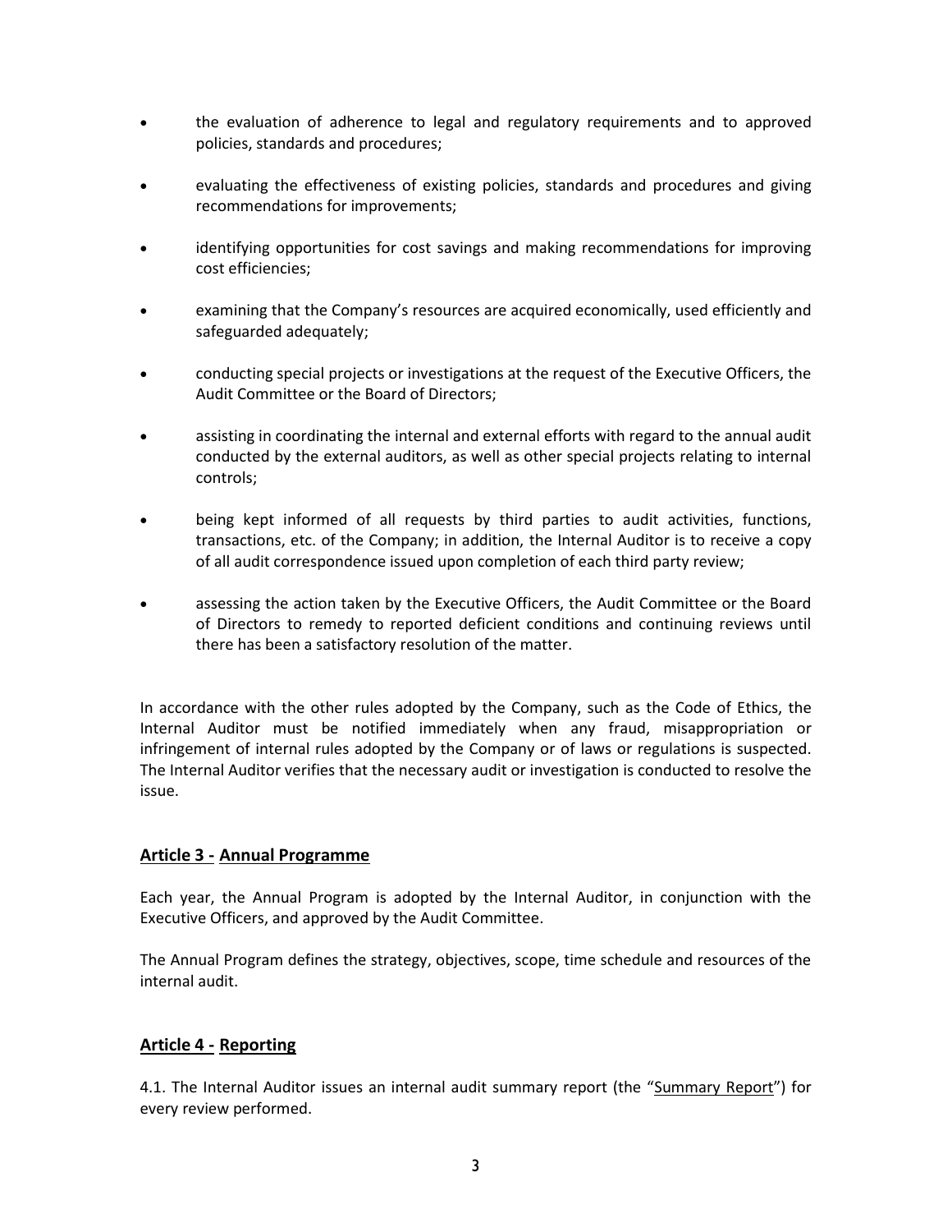- the evaluation of adherence to legal and regulatory requirements and to approved policies, standards and procedures;
- evaluating the effectiveness of existing policies, standards and procedures and giving recommendations for improvements;
- identifying opportunities for cost savings and making recommendations for improving cost efficiencies;
- examining that the Company's resources are acquired economically, used efficiently and safeguarded adequately;
- conducting special projects or investigations at the request of the Executive Officers, the Audit Committee or the Board of Directors;
- assisting in coordinating the internal and external efforts with regard to the annual audit conducted by the external auditors, as well as other special projects relating to internal controls;
- being kept informed of all requests by third parties to audit activities, functions, transactions, etc. of the Company; in addition, the Internal Auditor is to receive a copy of all audit correspondence issued upon completion of each third party review;
- assessing the action taken by the Executive Officers, the Audit Committee or the Board of Directors to remedy to reported deficient conditions and continuing reviews until there has been a satisfactory resolution of the matter.

In accordance with the other rules adopted by the Company, such as the Code of Ethics, the Internal Auditor must be notified immediately when any fraud, misappropriation or infringement of internal rules adopted by the Company or of laws or regulations is suspected. The Internal Auditor verifies that the necessary audit or investigation is conducted to resolve the issue.

## Article 3 - Annual Programme

Each year, the Annual Program is adopted by the Internal Auditor, in conjunction with the Executive Officers, and approved by the Audit Committee.

The Annual Program defines the strategy, objectives, scope, time schedule and resources of the internal audit.

## Article 4 - Reporting

4.1. The Internal Auditor issues an internal audit summary report (the "Summary Report") for every review performed.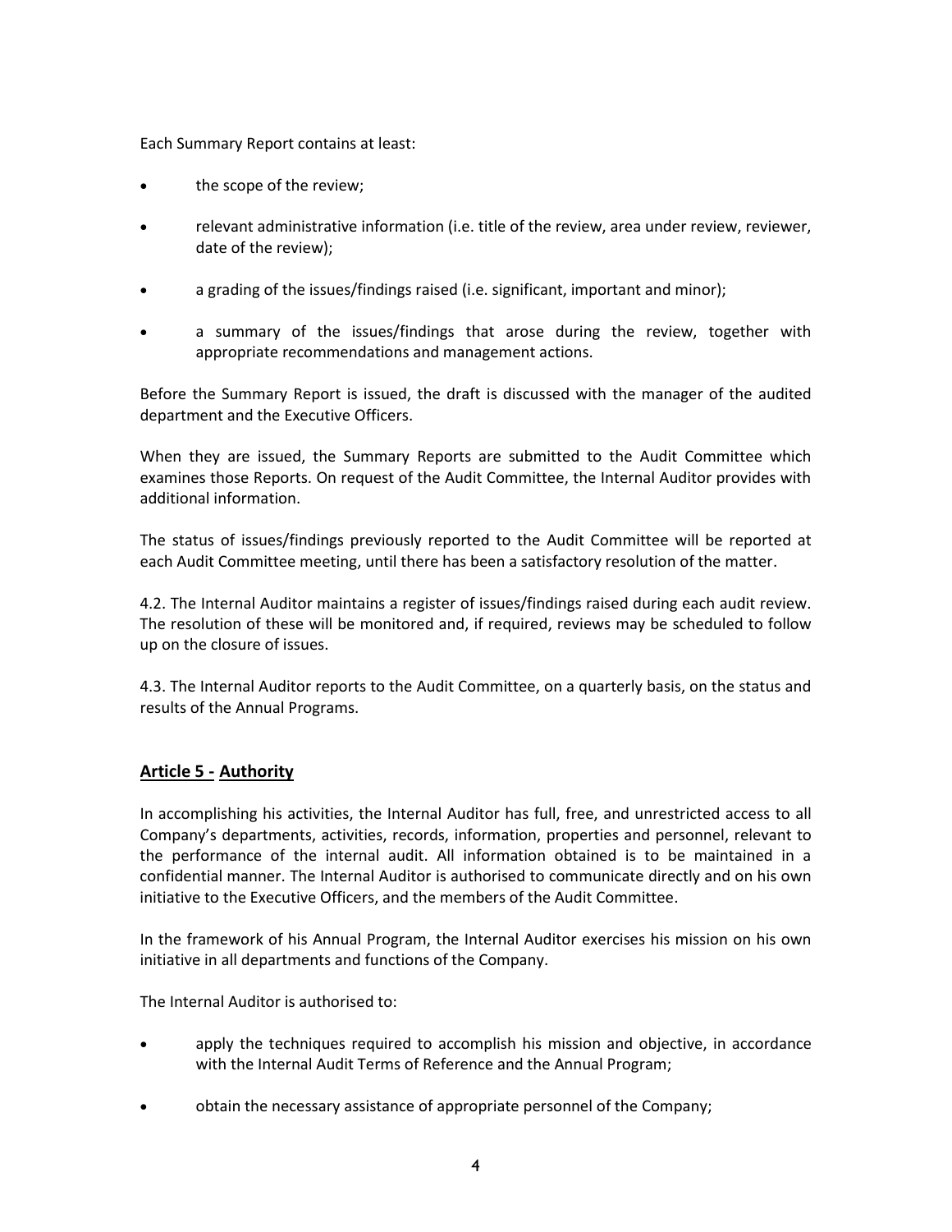Each Summary Report contains at least:

- the scope of the review;
- relevant administrative information (i.e. title of the review, area under review, reviewer, date of the review);
- a grading of the issues/findings raised (i.e. significant, important and minor);
- a summary of the issues/findings that arose during the review, together with appropriate recommendations and management actions.

Before the Summary Report is issued, the draft is discussed with the manager of the audited department and the Executive Officers.

When they are issued, the Summary Reports are submitted to the Audit Committee which examines those Reports. On request of the Audit Committee, the Internal Auditor provides with additional information.

The status of issues/findings previously reported to the Audit Committee will be reported at each Audit Committee meeting, until there has been a satisfactory resolution of the matter.

4.2. The Internal Auditor maintains a register of issues/findings raised during each audit review. The resolution of these will be monitored and, if required, reviews may be scheduled to follow up on the closure of issues.

4.3. The Internal Auditor reports to the Audit Committee, on a quarterly basis, on the status and results of the Annual Programs.

## **Article 5 - Authority**

In accomplishing his activities, the Internal Auditor has full, free, and unrestricted access to all Company's departments, activities, records, information, properties and personnel, relevant to the performance of the internal audit. All information obtained is to be maintained in a confidential manner. The Internal Auditor is authorised to communicate directly and on his own initiative to the Executive Officers, and the members of the Audit Committee.

In the framework of his Annual Program, the Internal Auditor exercises his mission on his own initiative in all departments and functions of the Company.

The Internal Auditor is authorised to:

- apply the techniques required to accomplish his mission and objective, in accordance with the Internal Audit Terms of Reference and the Annual Program;
- obtain the necessary assistance of appropriate personnel of the Company;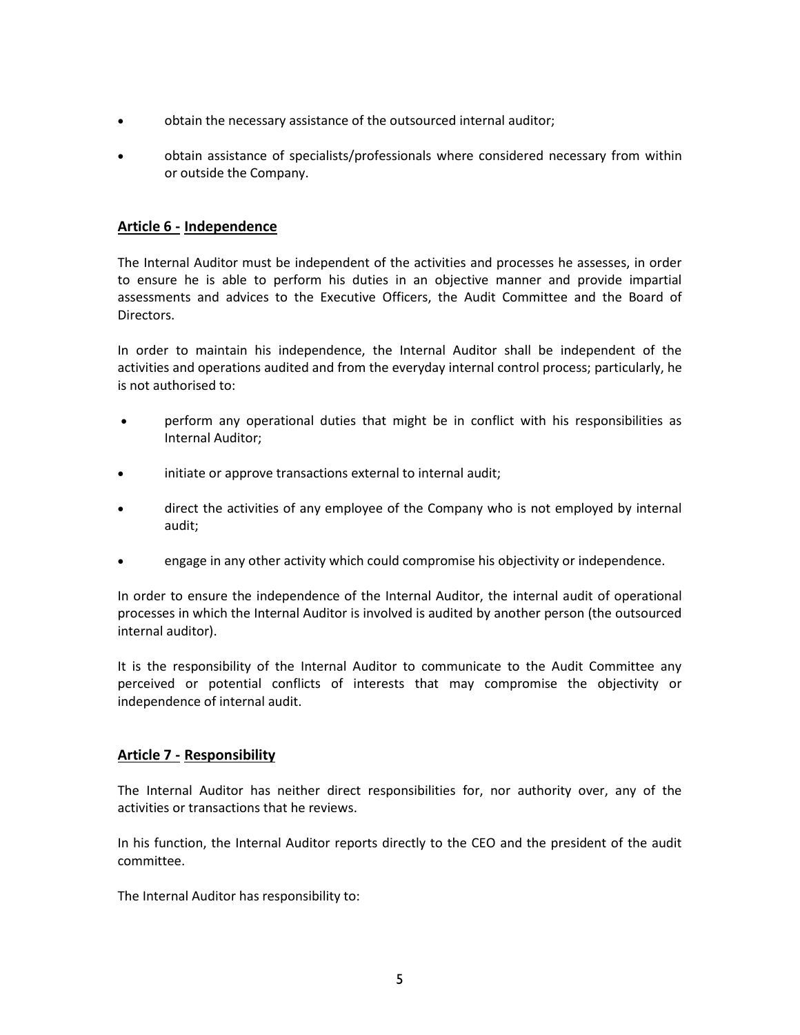- obtain the necessary assistance of the outsourced internal auditor;
- obtain assistance of specialists/professionals where considered necessary from within or outside the Company.

## Article 6 - Independence

The Internal Auditor must be independent of the activities and processes he assesses, in order to ensure he is able to perform his duties in an objective manner and provide impartial assessments and advices to the Executive Officers, the Audit Committee and the Board of Directors.

In order to maintain his independence, the Internal Auditor shall be independent of the activities and operations audited and from the everyday internal control process; particularly, he is not authorised to:

- perform any operational duties that might be in conflict with his responsibilities as Internal Auditor;
- initiate or approve transactions external to internal audit;
- direct the activities of any employee of the Company who is not employed by internal audit;
- engage in any other activity which could compromise his objectivity or independence.

In order to ensure the independence of the Internal Auditor, the internal audit of operational processes in which the Internal Auditor is involved is audited by another person (the outsourced internal auditor).

It is the responsibility of the Internal Auditor to communicate to the Audit Committee any perceived or potential conflicts of interests that may compromise the objectivity or independence of internal audit.

## Article 7 - Responsibility

The Internal Auditor has neither direct responsibilities for, nor authority over, any of the activities or transactions that he reviews.

In his function, the Internal Auditor reports directly to the CEO and the president of the audit committee.

The Internal Auditor has responsibility to: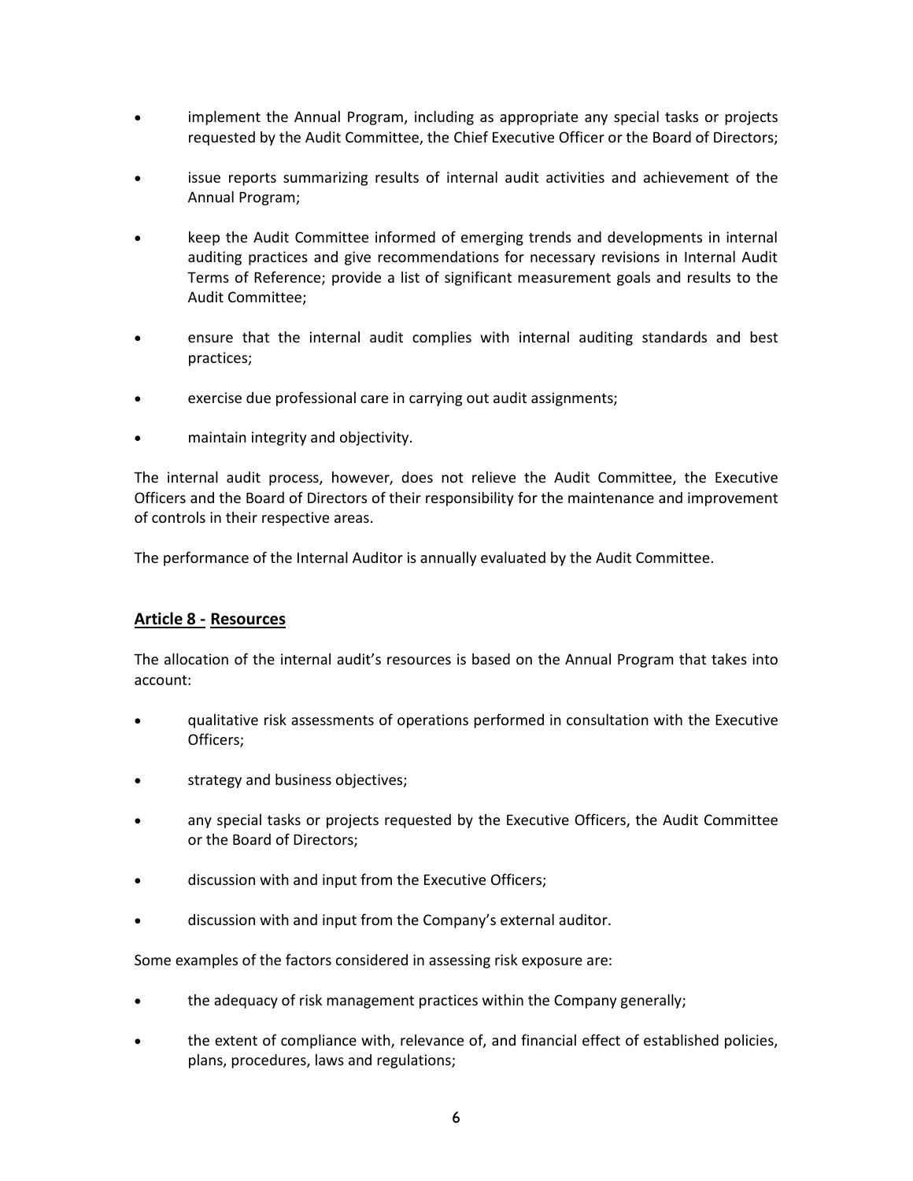- implement the Annual Program, including as appropriate any special tasks or projects requested by the Audit Committee, the Chief Executive Officer or the Board of Directors;
- issue reports summarizing results of internal audit activities and achievement of the Annual Program;
- keep the Audit Committee informed of emerging trends and developments in internal auditing practices and give recommendations for necessary revisions in Internal Audit Terms of Reference; provide a list of significant measurement goals and results to the Audit Committee;
- ensure that the internal audit complies with internal auditing standards and best practices;
- exercise due professional care in carrying out audit assignments;
- maintain integrity and objectivity.

The internal audit process, however, does not relieve the Audit Committee, the Executive Officers and the Board of Directors of their responsibility for the maintenance and improvement of controls in their respective areas.

The performance of the Internal Auditor is annually evaluated by the Audit Committee.

## **Article 8 - Resources**

The allocation of the internal audit's resources is based on the Annual Program that takes into account:

- qualitative risk assessments of operations performed in consultation with the Executive Officers;
- strategy and business objectives;
- any special tasks or projects requested by the Executive Officers, the Audit Committee or the Board of Directors;
- discussion with and input from the Executive Officers;
- discussion with and input from the Company's external auditor.

Some examples of the factors considered in assessing risk exposure are:

- the adequacy of risk management practices within the Company generally;
- the extent of compliance with, relevance of, and financial effect of established policies, plans, procedures, laws and regulations;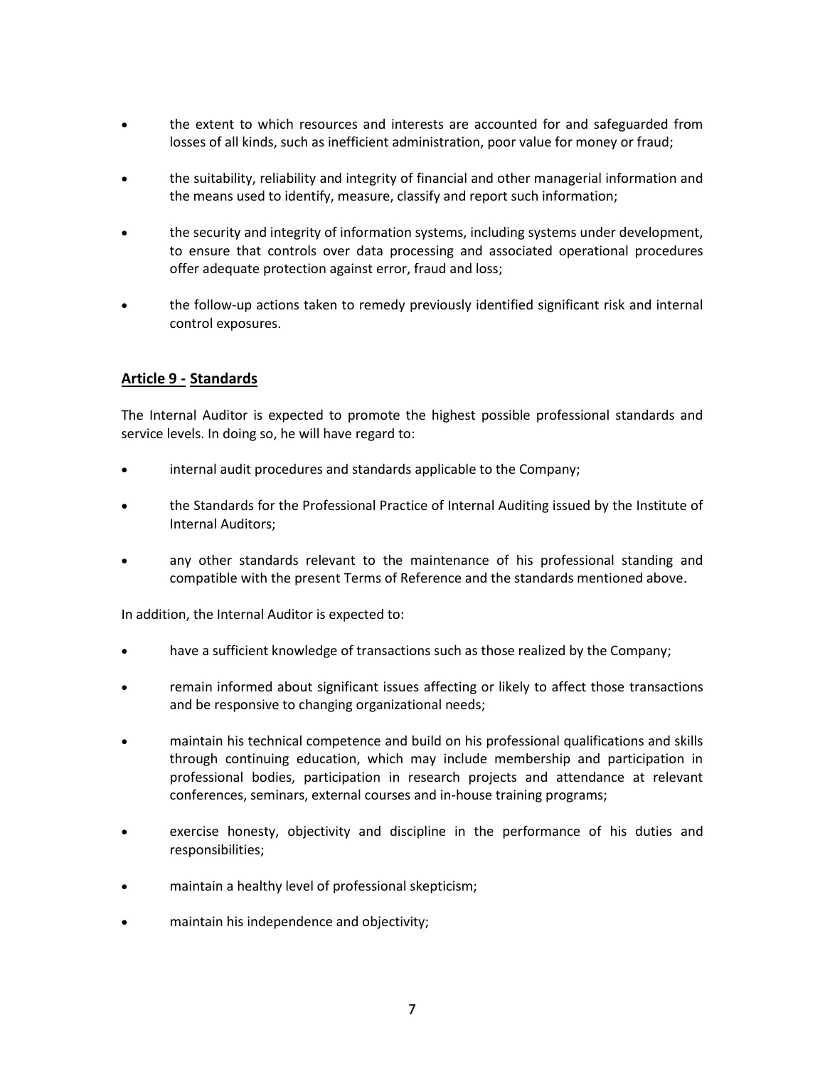- the extent to which resources and interests are accounted for and safeguarded from losses of all kinds, such as inefficient administration, poor value for money or fraud;
- the suitability, reliability and integrity of financial and other managerial information and the means used to identify, measure, classify and report such information;
- the security and integrity of information systems, including systems under development, to ensure that controls over data processing and associated operational procedures offer adequate protection against error, fraud and loss;
- the follow-up actions taken to remedy previously identified significant risk and internal control exposures.

## Article 9 - Standards

The Internal Auditor is expected to promote the highest possible professional standards and service levels. In doing so, he will have regard to:

- internal audit procedures and standards applicable to the Company;
- the Standards for the Professional Practice of Internal Auditing issued by the Institute of Internal Auditors;
- any other standards relevant to the maintenance of his professional standing and compatible with the present Terms of Reference and the standards mentioned above.

In addition, the Internal Auditor is expected to:

- have a sufficient knowledge of transactions such as those realized by the Company;
- remain informed about significant issues affecting or likely to affect those transactions and be responsive to changing organizational needs;
- maintain his technical competence and build on his professional qualifications and skills through continuing education, which may include membership and participation in professional bodies, participation in research projects and attendance at relevant conferences, seminars, external courses and in-house training programs;
- exercise honesty, objectivity and discipline in the performance of his duties and responsibilities;
- maintain a healthy level of professional skepticism;
- maintain his independence and objectivity;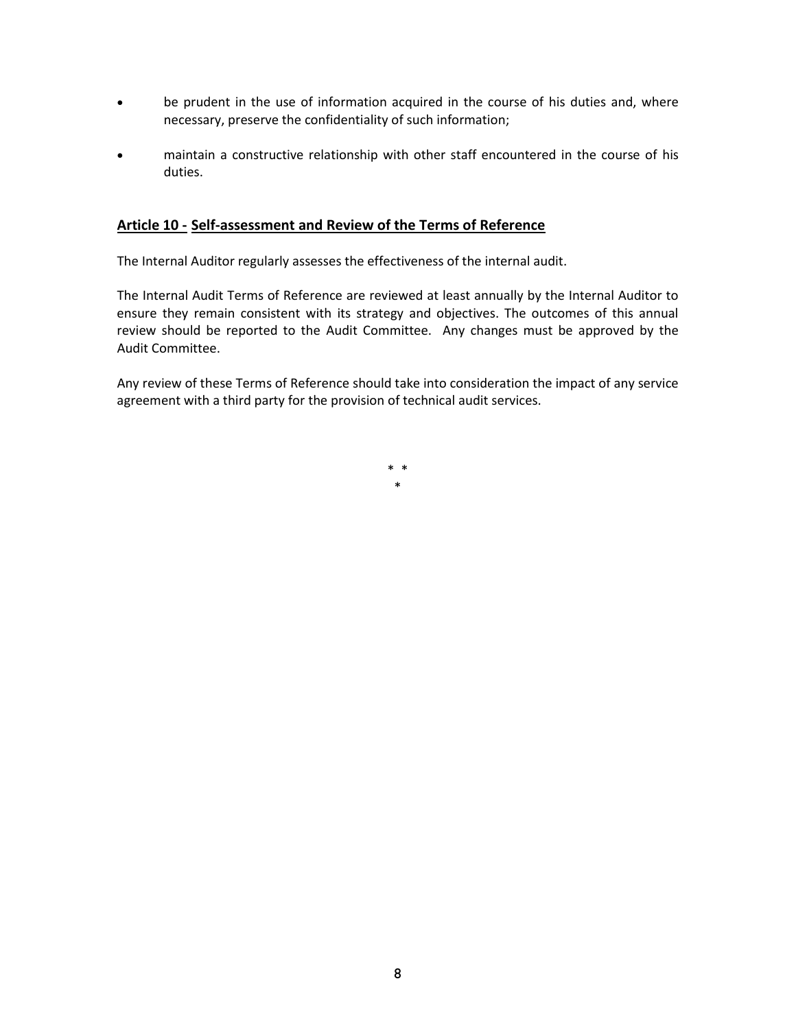- be prudent in the use of information acquired in the course of his duties and, where necessary, preserve the confidentiality of such information;
- maintain a constructive relationship with other staff encountered in the course of his duties.

## Article 10 - Self-assessment and Review of the Terms of Reference

The Internal Auditor regularly assesses the effectiveness of the internal audit.

The Internal Audit Terms of Reference are reviewed at least annually by the Internal Auditor to ensure they remain consistent with its strategy and objectives. The outcomes of this annual review should be reported to the Audit Committee. Any changes must be approved by the Audit Committee.

Any review of these Terms of Reference should take into consideration the impact of any service agreement with a third party for the provision of technical audit services.

\* \*
\*